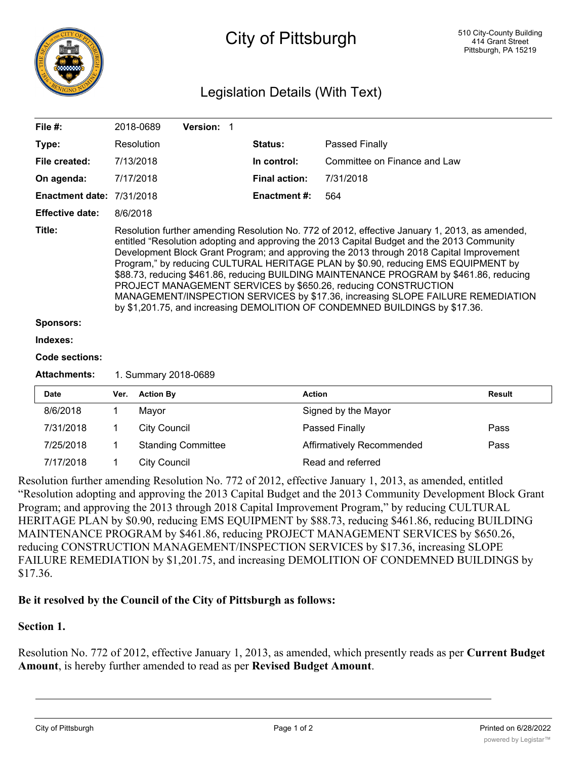# City of Pittsburgh

510 City-County Building
414 Grant Street
Pittsburgh, PA 15219

## Legislation Details (With Text)

| | | | |
|---|---|---|---|
| **File #:** | 2018-0689 **Version:** 1 | | |
| **Type:** | Resolution | **Status:** | Passed Finally |
| **File created:** | 7/13/2018 | **In control:** | Committee on Finance and Law |
| **On agenda:** | 7/17/2018 | **Final action:** | 7/31/2018 |
| **Enactment date:** | 7/31/2018 | **Enactment #:** | 564 |
| **Effective date:** | 8/6/2018 | | |

**Title:** Resolution further amending Resolution No. 772 of 2012, effective January 1, 2013, as amended, entitled "Resolution adopting and approving the 2013 Capital Budget and the 2013 Community Development Block Grant Program; and approving the 2013 through 2018 Capital Improvement Program," by reducing CULTURAL HERITAGE PLAN by $0.90, reducing EMS EQUIPMENT by $88.73, reducing $461.86, reducing BUILDING MAINTENANCE PROGRAM by $461.86, reducing PROJECT MANAGEMENT SERVICES by $650.26, reducing CONSTRUCTION MANAGEMENT/INSPECTION SERVICES by $17.36, increasing SLOPE FAILURE REMEDIATION by $1,201.75, and increasing DEMOLITION OF CONDEMNED BUILDINGS by $17.36.

**Sponsors:**

**Indexes:**

**Code sections:**

**Attachments:** 1. Summary 2018-0689

| Date | Ver. | Action By | Action | Result |
|---|---|---|---|---|
| 8/6/2018 | 1 | Mayor | Signed by the Mayor | |
| 7/31/2018 | 1 | City Council | Passed Finally | Pass |
| 7/25/2018 | 1 | Standing Committee | Affirmatively Recommended | Pass |
| 7/17/2018 | 1 | City Council | Read and referred | |

Resolution further amending Resolution No. 772 of 2012, effective January 1, 2013, as amended, entitled "Resolution adopting and approving the 2013 Capital Budget and the 2013 Community Development Block Grant Program; and approving the 2013 through 2018 Capital Improvement Program," by reducing CULTURAL HERITAGE PLAN by $0.90, reducing EMS EQUIPMENT by $88.73, reducing $461.86, reducing BUILDING MAINTENANCE PROGRAM by $461.86, reducing PROJECT MANAGEMENT SERVICES by $650.26, reducing CONSTRUCTION MANAGEMENT/INSPECTION SERVICES by $17.36, increasing SLOPE FAILURE REMEDIATION by $1,201.75, and increasing DEMOLITION OF CONDEMNED BUILDINGS by $17.36.

**Be it resolved by the Council of the City of Pittsburgh as follows:**

**Section 1.**

Resolution No. 772 of 2012, effective January 1, 2013, as amended, which presently reads as per **Current Budget Amount**, is hereby further amended to read as per **Revised Budget Amount**.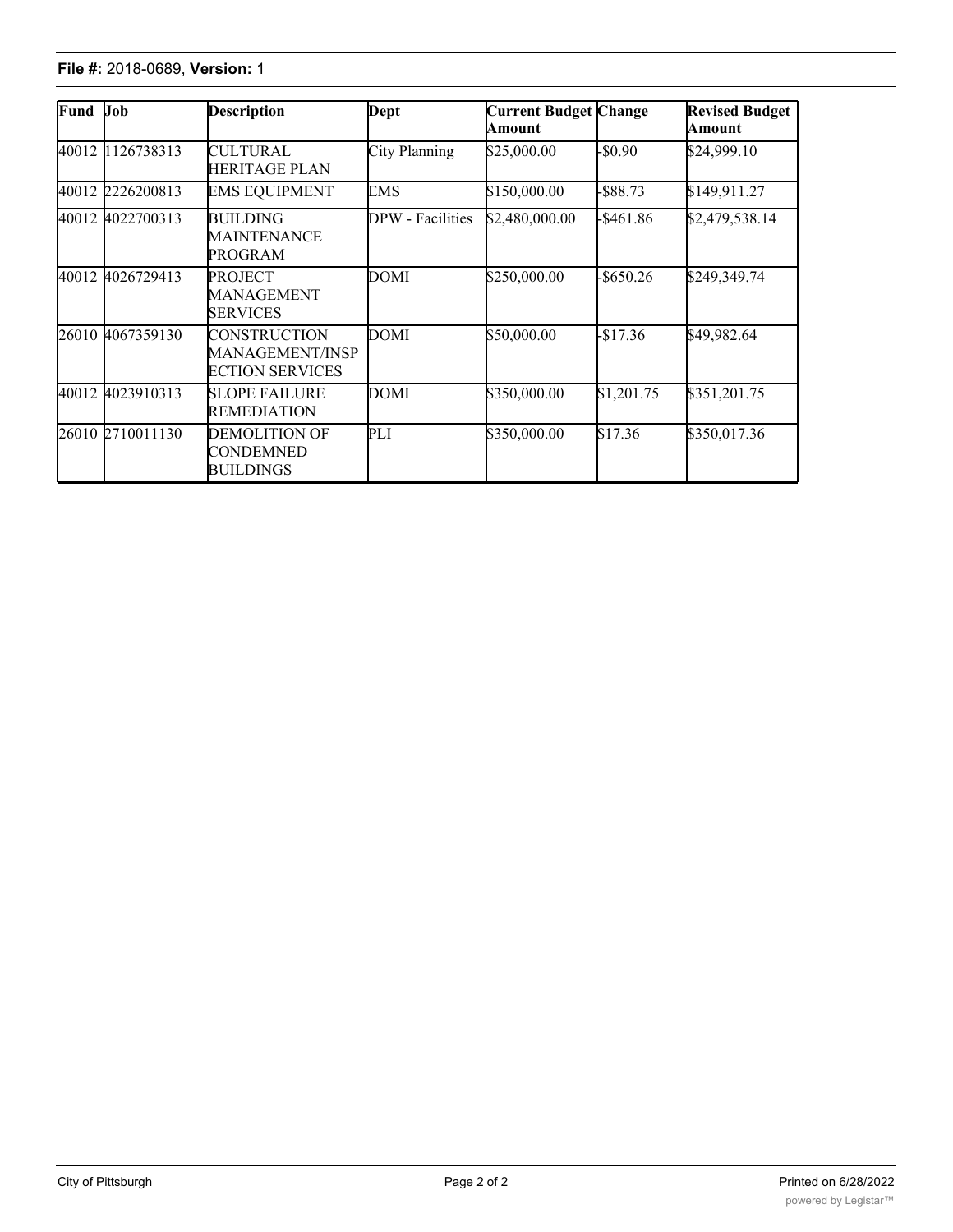| Fund | Job | Description | Dept | Current Budget Amount | Change | Revised Budget Amount |
|---|---|---|---|---|---|---|
| 40012 | 1126738313 | CULTURAL HERITAGE PLAN | City Planning | $25,000.00 | -$0.90 | $24,999.10 |
| 40012 | 2226200813 | EMS EQUIPMENT | EMS | $150,000.00 | -$88.73 | $149,911.27 |
| 40012 | 4022700313 | BUILDING MAINTENANCE PROGRAM | DPW - Facilities | $2,480,000.00 | -$461.86 | $2,479,538.14 |
| 40012 | 4026729413 | PROJECT MANAGEMENT SERVICES | DOMI | $250,000.00 | -$650.26 | $249,349.74 |
| 26010 | 4067359130 | CONSTRUCTION MANAGEMENT/INSPECTION SERVICES | DOMI | $50,000.00 | -$17.36 | $49,982.64 |
| 40012 | 4023910313 | SLOPE FAILURE REMEDIATION | DOMI | $350,000.00 | $1,201.75 | $351,201.75 |
| 26010 | 2710011130 | DEMOLITION OF CONDEMNED BUILDINGS | PLI | $350,000.00 | $17.36 | $350,017.36 |